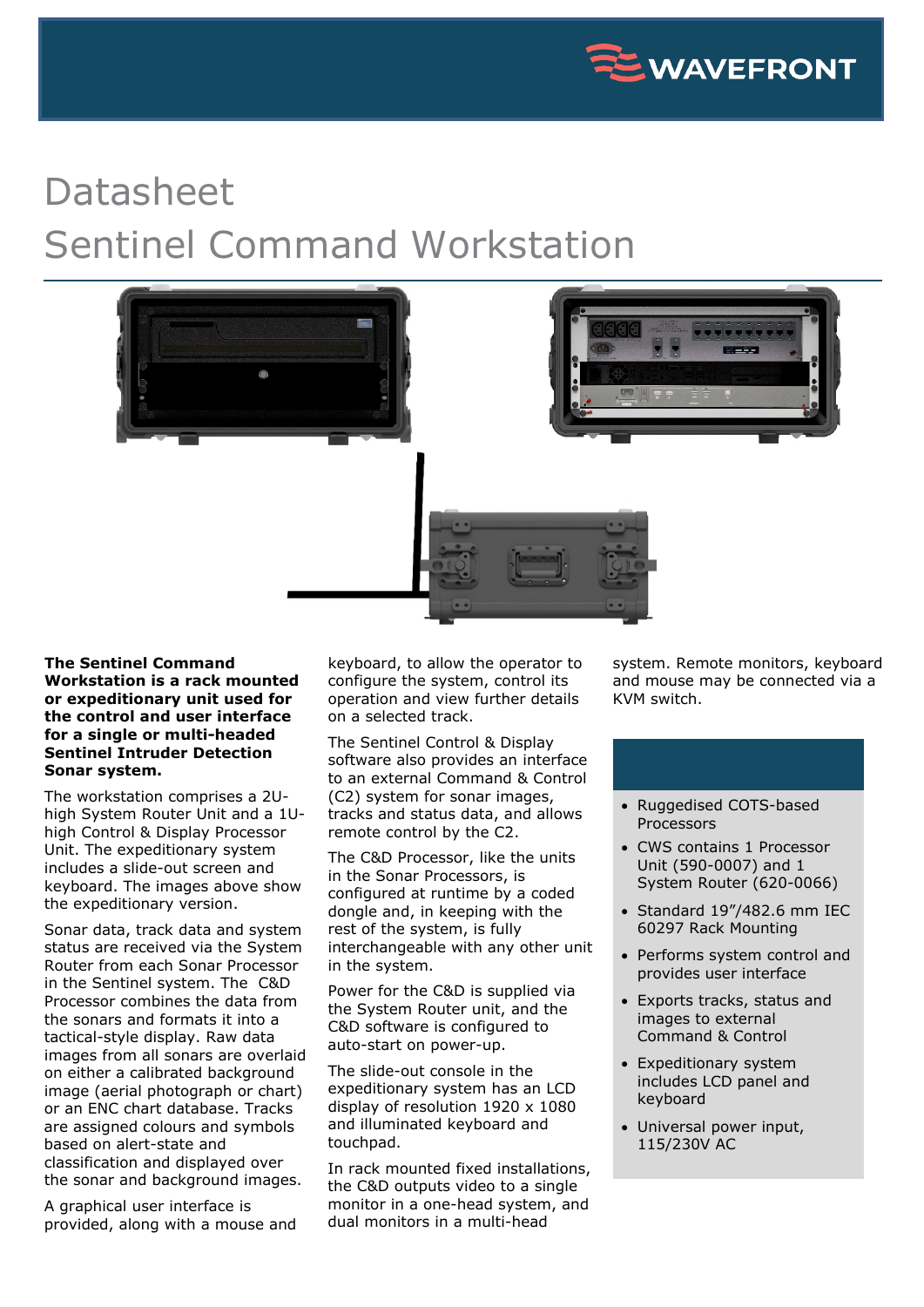# Datasheet

# Sentinel Command Workstation

**The Sentinel Command Workstation is a rack mounted or expeditionary unit used for the control and user interface for a single or multi-headed Sentinel Intruder Detection Sonar system.**

The workstation comprises a 2U-high System Router Unit and a 1U-high Control & Display Processor Unit. The expeditionary system includes a slide-out screen and keyboard. The images above show the expeditionary version.

Sonar data, track data and system status are received via the System Router from each Sonar Processor in the Sentinel system. The C&D Processor combines the data from the sonars and formats it into a tactical-style display. Raw data images from all sonars are overlaid on either a calibrated background image (aerial photograph or chart) or an ENC chart database. Tracks are assigned colours and symbols based on alert-state and classification and displayed over the sonar and background images.

A graphical user interface is provided, along with a mouse and keyboard, to allow the operator to configure the system, control its operation and view further details on a selected track.

The Sentinel Control & Display software also provides an interface to an external Command & Control (C2) system for sonar images, tracks and status data, and allows remote control by the C2.

The C&D Processor, like the units in the Sonar Processors, is configured at runtime by a coded dongle and, in keeping with the rest of the system, is fully interchangeable with any other unit in the system.

Power for the C&D is supplied via the System Router unit, and the C&D software is configured to auto-start on power-up.

The slide-out console in the expeditionary system has an LCD display of resolution 1920 x 1080 and illuminated keyboard and touchpad.

In rack mounted fixed installations, the C&D outputs video to a single monitor in a one-head system, and dual monitors in a multi-head system. Remote monitors, keyboard and mouse may be connected via a KVM switch.

- Ruggedised COTS-based Processors
- CWS contains 1 Processor Unit (590-0007) and 1 System Router (620-0066)
- Standard 19"/482.6 mm IEC 60297 Rack Mounting
- Performs system control and provides user interface
- Exports tracks, status and images to external Command & Control
- Expeditionary system includes LCD panel and keyboard
- Universal power input, 115/230V AC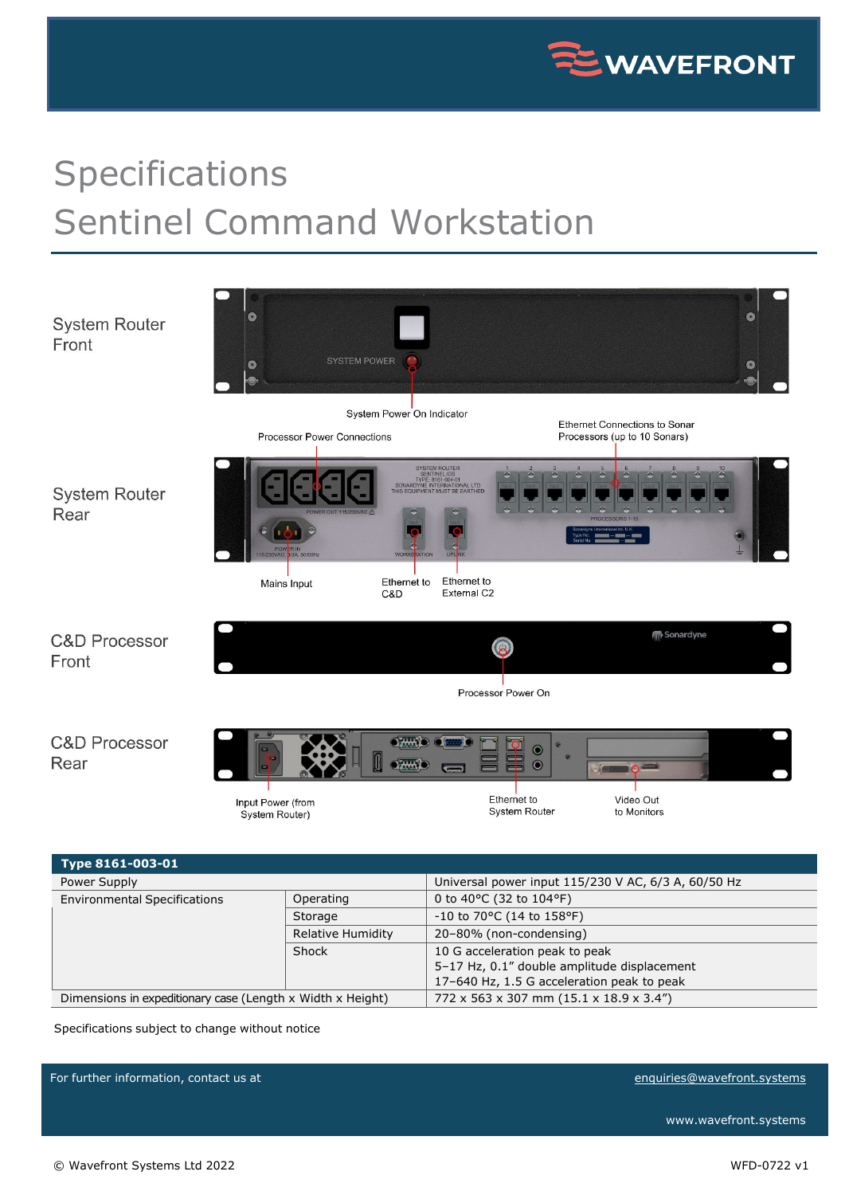# Specifications
# Sentinel Command Workstation

System Router Front

System Power On Indicator

System Router Rear

Processor Power Connections

Ethernet Connections to Sonar Processors (up to 10 Sonars)

Mains Input

Ethernet to C&D

Ethernet to External C2

C&D Processor Front

Processor Power On

C&D Processor Rear

Input Power (from System Router)

Ethernet to System Router

Video Out to Monitors

| Type 8161-003-01 | | |
|---|---|---|
| Power Supply | | Universal power input 115/230 V AC, 6/3 A, 60/50 Hz |
| Environmental Specifications | Operating | 0 to 40°C (32 to 104°F) |
| | Storage | -10 to 70°C (14 to 158°F) |
| | Relative Humidity | 20–80% (non-condensing) |
| | Shock | 10 G acceleration peak to peak<br>5–17 Hz, 0.1" double amplitude displacement<br>17–640 Hz, 1.5 G acceleration peak to peak |
| Dimensions in expeditionary case (Length x Width x Height) | | 772 x 563 x 307 mm (15.1 x 18.9 x 3.4") |

Specifications subject to change without notice

For further information, contact us at enquiries@wavefront.systems

www.wavefront.systems

© Wavefront Systems Ltd 2022

WFD-0722 v1